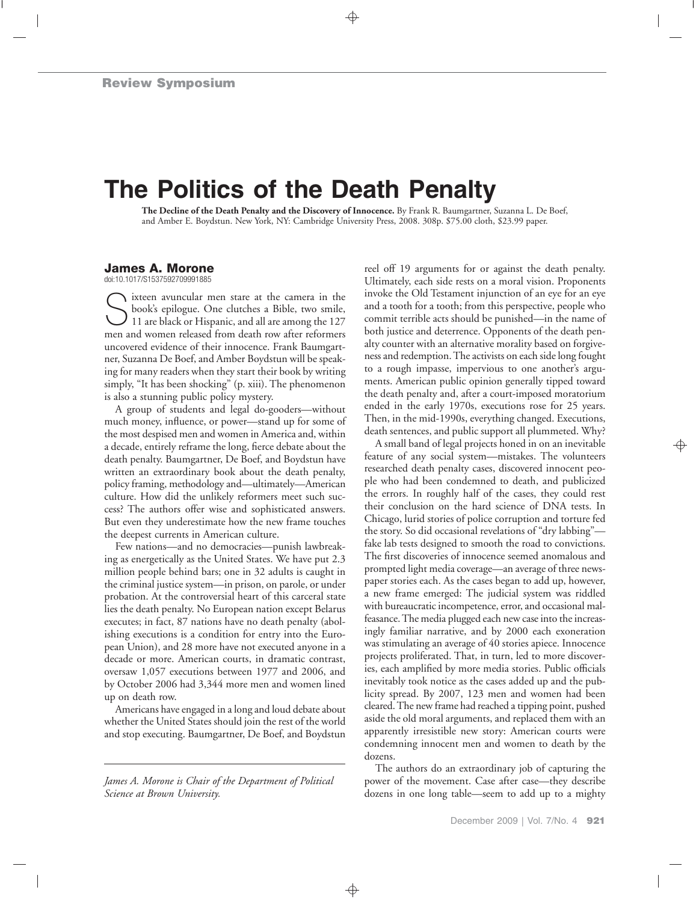## Review Symposium

# The Politics of the Death Penalty

**The Decline of the Death Penalty and the Discovery of Innocence.** By Frank R. Baumgartner, Suzanna L. De Boef, and Amber E. Boydstun. New York, NY: Cambridge University Press, 2008. 308p. $75.00 cloth, $23.99 paper.

### James A. Morone

doi:10.1017/S1537592709991885

Sixteen avuncular men stare at the camera in the book's epilogue. One clutches a Bible, two smile, 11 are black or Hispanic, and all are among the 127 men and women released from death row after reformers uncovered evidence of their innocence. Frank Baumgartner, Suzanna De Boef, and Amber Boydstun will be speaking for many readers when they start their book by writing simply, "It has been shocking" (p. xiii). The phenomenon is also a stunning public policy mystery.

A group of students and legal do-gooders—without much money, influence, or power—stand up for some of the most despised men and women in America and, within a decade, entirely reframe the long, fierce debate about the death penalty. Baumgartner, De Boef, and Boydstun have written an extraordinary book about the death penalty, policy framing, methodology and—ultimately—American culture. How did the unlikely reformers meet such success? The authors offer wise and sophisticated answers. But even they underestimate how the new frame touches the deepest currents in American culture.

Few nations—and no democracies—punish lawbreaking as energetically as the United States. We have put 2.3 million people behind bars; one in 32 adults is caught in the criminal justice system—in prison, on parole, or under probation. At the controversial heart of this carceral state lies the death penalty. No European nation except Belarus executes; in fact, 87 nations have no death penalty (abolishing executions is a condition for entry into the European Union), and 28 more have not executed anyone in a decade or more. American courts, in dramatic contrast, oversaw 1,057 executions between 1977 and 2006, and by October 2006 had 3,344 more men and women lined up on death row.

Americans have engaged in a long and loud debate about whether the United States should join the rest of the world and stop executing. Baumgartner, De Boef, and Boydstun reel off 19 arguments for or against the death penalty. Ultimately, each side rests on a moral vision. Proponents invoke the Old Testament injunction of an eye for an eye and a tooth for a tooth; from this perspective, people who commit terrible acts should be punished—in the name of both justice and deterrence. Opponents of the death penalty counter with an alternative morality based on forgiveness and redemption. The activists on each side long fought to a rough impasse, impervious to one another's arguments. American public opinion generally tipped toward the death penalty and, after a court-imposed moratorium ended in the early 1970s, executions rose for 25 years. Then, in the mid-1990s, everything changed. Executions, death sentences, and public support all plummeted. Why?

A small band of legal projects honed in on an inevitable feature of any social system—mistakes. The volunteers researched death penalty cases, discovered innocent people who had been condemned to death, and publicized the errors. In roughly half of the cases, they could rest their conclusion on the hard science of DNA tests. In Chicago, lurid stories of police corruption and torture fed the story. So did occasional revelations of "dry labbing"—fake lab tests designed to smooth the road to convictions. The first discoveries of innocence seemed anomalous and prompted light media coverage—an average of three newspaper stories each. As the cases began to add up, however, a new frame emerged: The judicial system was riddled with bureaucratic incompetence, error, and occasional malfeasance. The media plugged each new case into the increasingly familiar narrative, and by 2000 each exoneration was stimulating an average of 40 stories apiece. Innocence projects proliferated. That, in turn, led to more discoveries, each amplified by more media stories. Public officials inevitably took notice as the cases added up and the publicity spread. By 2007, 123 men and women had been cleared. The new frame had reached a tipping point, pushed aside the old moral arguments, and replaced them with an apparently irresistible new story: American courts were condemning innocent men and women to death by the dozens.

The authors do an extraordinary job of capturing the power of the movement. Case after case—they describe dozens in one long table—seem to add up to a mighty

*James A. Morone is Chair of the Department of Political Science at Brown University.*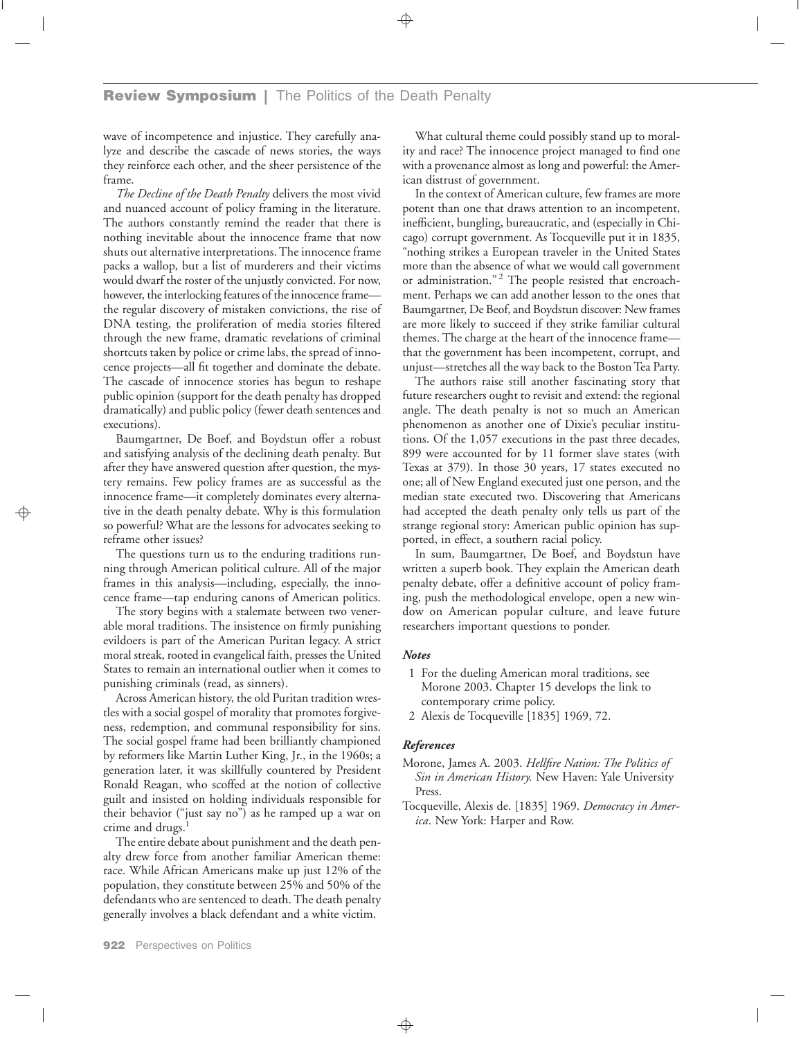wave of incompetence and injustice. They carefully analyze and describe the cascade of news stories, the ways they reinforce each other, and the sheer persistence of the frame.

*The Decline of the Death Penalty* delivers the most vivid and nuanced account of policy framing in the literature. The authors constantly remind the reader that there is nothing inevitable about the innocence frame that now shuts out alternative interpretations. The innocence frame packs a wallop, but a list of murderers and their victims would dwarf the roster of the unjustly convicted. For now, however, the interlocking features of the innocence frame—the regular discovery of mistaken convictions, the rise of DNA testing, the proliferation of media stories filtered through the new frame, dramatic revelations of criminal shortcuts taken by police or crime labs, the spread of innocence projects—all fit together and dominate the debate. The cascade of innocence stories has begun to reshape public opinion (support for the death penalty has dropped dramatically) and public policy (fewer death sentences and executions).

Baumgartner, De Boef, and Boydstun offer a robust and satisfying analysis of the declining death penalty. But after they have answered question after question, the mystery remains. Few policy frames are as successful as the innocence frame—it completely dominates every alternative in the death penalty debate. Why is this formulation so powerful? What are the lessons for advocates seeking to reframe other issues?

The questions turn us to the enduring traditions running through American political culture. All of the major frames in this analysis—including, especially, the innocence frame—tap enduring canons of American politics.

The story begins with a stalemate between two venerable moral traditions. The insistence on firmly punishing evildoers is part of the American Puritan legacy. A strict moral streak, rooted in evangelical faith, presses the United States to remain an international outlier when it comes to punishing criminals (read, as sinners).

Across American history, the old Puritan tradition wrestles with a social gospel of morality that promotes forgiveness, redemption, and communal responsibility for sins. The social gospel frame had been brilliantly championed by reformers like Martin Luther King, Jr., in the 1960s; a generation later, it was skillfully countered by President Ronald Reagan, who scoffed at the notion of collective guilt and insisted on holding individuals responsible for their behavior ("just say no") as he ramped up a war on crime and drugs.[1]

The entire debate about punishment and the death penalty drew force from another familiar American theme: race. While African Americans make up just 12% of the population, they constitute between 25% and 50% of the defendants who are sentenced to death. The death penalty generally involves a black defendant and a white victim.

What cultural theme could possibly stand up to morality and race? The innocence project managed to find one with a provenance almost as long and powerful: the American distrust of government.

In the context of American culture, few frames are more potent than one that draws attention to an incompetent, inefficient, bungling, bureaucratic, and (especially in Chicago) corrupt government. As Tocqueville put it in 1835, "nothing strikes a European traveler in the United States more than the absence of what we would call government or administration."[2] The people resisted that encroachment. Perhaps we can add another lesson to the ones that Baumgartner, De Beof, and Boydstun discover: New frames are more likely to succeed if they strike familiar cultural themes. The charge at the heart of the innocence frame—that the government has been incompetent, corrupt, and unjust—stretches all the way back to the Boston Tea Party.

The authors raise still another fascinating story that future researchers ought to revisit and extend: the regional angle. The death penalty is not so much an American phenomenon as another one of Dixie's peculiar institutions. Of the 1,057 executions in the past three decades, 899 were accounted for by 11 former slave states (with Texas at 379). In those 30 years, 17 states executed no one; all of New England executed just one person, and the median state executed two. Discovering that Americans had accepted the death penalty only tells us part of the strange regional story: American public opinion has supported, in effect, a southern racial policy.

In sum, Baumgartner, De Boef, and Boydstun have written a superb book. They explain the American death penalty debate, offer a definitive account of policy framing, push the methodological envelope, open a new window on American popular culture, and leave future researchers important questions to ponder.

### *Notes*

1. For the dueling American moral traditions, see Morone 2003. Chapter 15 develops the link to contemporary crime policy.
2. Alexis de Tocqueville [1835] 1969, 72.

### *References*

Morone, James A. 2003. *Hellfire Nation: The Politics of Sin in American History.* New Haven: Yale University Press.

Tocqueville, Alexis de. [1835] 1969. *Democracy in America*. New York: Harper and Row.